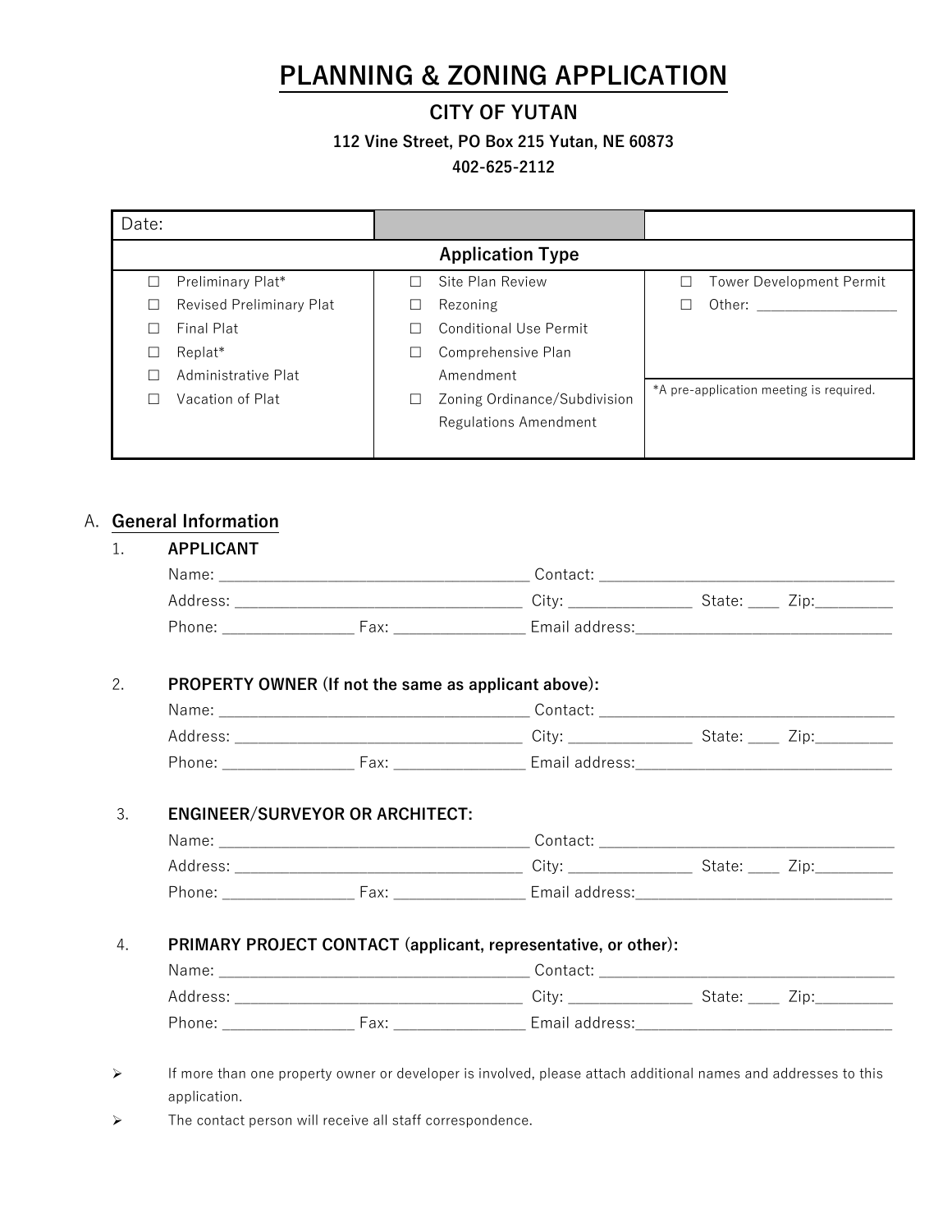# PLANNING & ZONING APPLICATION

## CITY OF YUTAN

**112 Vine Street, PO Box 215 Yutan, NE 60873**

**402-625-2112**

| Date: | | |
|---|---|---|
| **Application Type** | | |
| ☐ Preliminary Plat*<br>☐ Revised Preliminary Plat<br>☐ Final Plat<br>☐ Replat*<br>☐ Administrative Plat<br>☐ Vacation of Plat | ☐ Site Plan Review<br>☐ Rezoning<br>☐ Conditional Use Permit<br>☐ Comprehensive Plan Amendment<br>☐ Zoning Ordinance/Subdivision Regulations Amendment | ☐ Tower Development Permit<br>☐ Other: ___________________<br><br>*A pre-application meeting is required. |

A. **General Information**

1. **APPLICANT**

   Name: ______________________________________ Contact: ____________________________________

   Address: ___________________________________ City: _______________ State: ____ Zip:_________

   Phone: ________________ Fax: ________________ Email address:________________________________

2. **PROPERTY OWNER (If not the same as applicant above):**

   Name: ______________________________________ Contact: ____________________________________

   Address: ___________________________________ City: _______________ State: ____ Zip:_________

   Phone: ________________ Fax: ________________ Email address:________________________________

3. **ENGINEER/SURVEYOR OR ARCHITECT:**

   Name: ______________________________________ Contact: ____________________________________

   Address: ___________________________________ City: _______________ State: ____ Zip:_________

   Phone: ________________ Fax: ________________ Email address:________________________________

4. **PRIMARY PROJECT CONTACT (applicant, representative, or other):**

   Name: ______________________________________ Contact: ____________________________________

   Address: ___________________________________ City: _______________ State: ____ Zip:_________

   Phone: ________________ Fax: ________________ Email address:________________________________

- If more than one property owner or developer is involved, please attach additional names and addresses to this application.
- The contact person will receive all staff correspondence.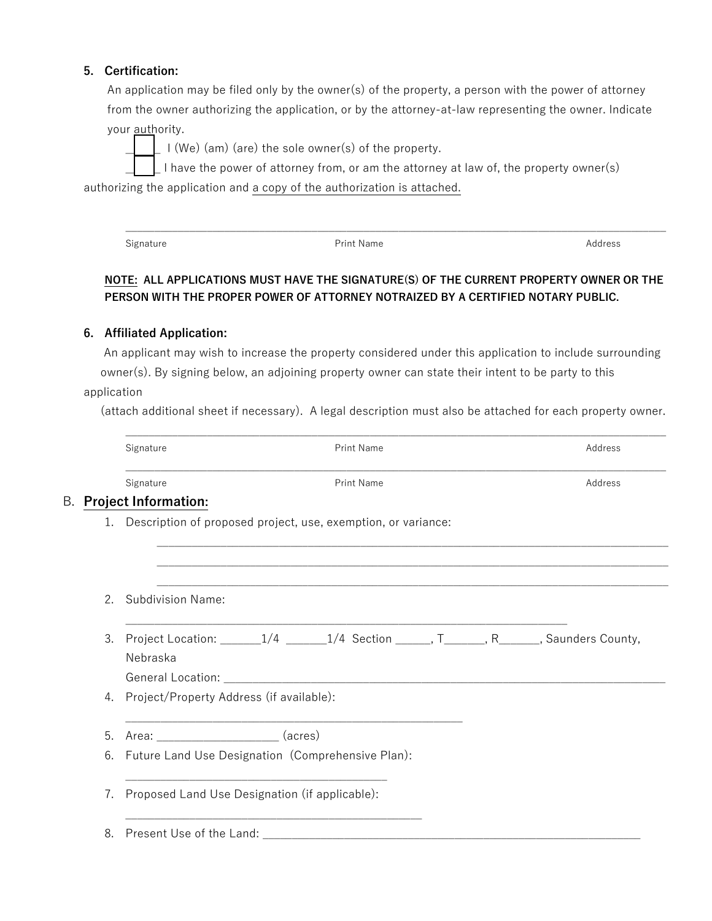5. **Certification:**

   An application may be filed only by the owner(s) of the property, a person with the power of attorney from the owner authorizing the application, or by the attorney-at-law representing the owner. Indicate your authority.

   ☐ I (We) (am) (are) the sole owner(s) of the property.

   ☐ I have the power of attorney from, or am the attorney at law of, the property owner(s) authorizing the application and <u>a copy of the authorization is attached.</u>

   ______________________________________________________________________________

   Signature                                        Print Name                                        Address

   <u>**NOTE:**</u> **ALL APPLICATIONS MUST HAVE THE SIGNATURE(S) OF THE CURRENT PROPERTY OWNER OR THE PERSON WITH THE PROPER POWER OF ATTORNEY NOTRAIZED BY A CERTIFIED NOTARY PUBLIC.**

6. **Affiliated Application:**

   An applicant may wish to increase the property considered under this application to include surrounding owner(s). By signing below, an adjoining property owner can state their intent to be party to this application (attach additional sheet if necessary). A legal description must also be attached for each property owner.

   ______________________________________________________________________________

   Signature                                        Print Name                                        Address

   ______________________________________________________________________________

   Signature                                        Print Name                                        Address

## B. <u>Project Information:</u>

1. Description of proposed project, use, exemption, or variance:

   ______________________________________________________________________________

   ______________________________________________________________________________

   ______________________________________________________________________________

2. Subdivision Name:

   ____________________________________________________________________

3. Project Location: _______1/4 _______1/4 Section ______, T_______, R_______, Saunders County, Nebraska

   General Location: ____________________________________________________________________

4. Project/Property Address (if available):

   ____________________________________________________

5. Area: ___________________ (acres)

6. Future Land Use Designation (Comprehensive Plan):

   ________________________________________

7. Proposed Land Use Designation (if applicable):

   _____________________________________________

8. Present Use of the Land: ____________________________________________________________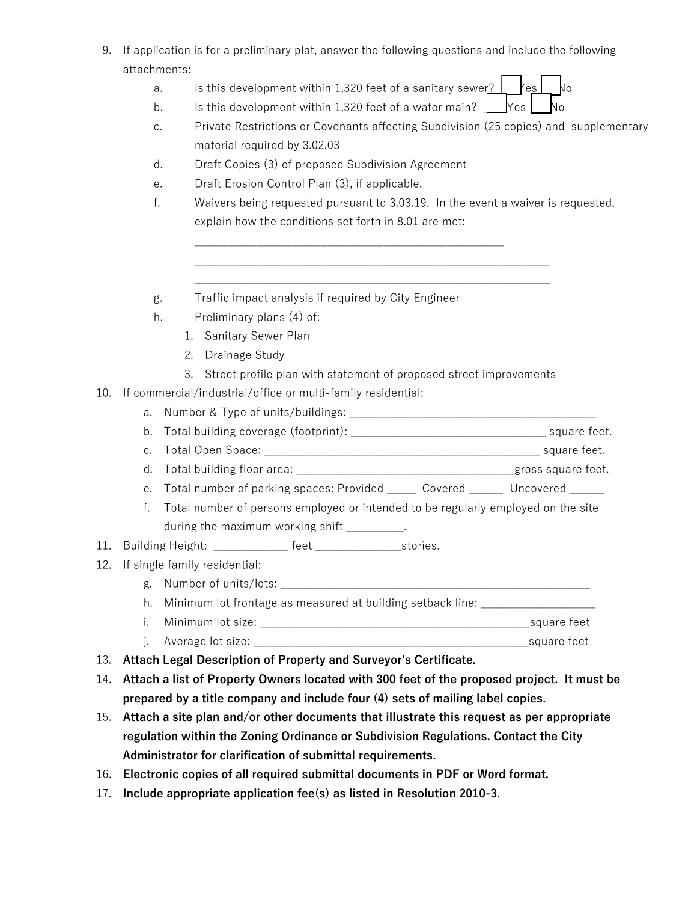9. If application is for a preliminary plat, answer the following questions and include the following attachments:
   a. Is this development within 1,320 feet of a sanitary sewer? ☐ Yes ☐ No
   b. Is this development within 1,320 feet of a water main? ☐ Yes ☐ No
   c. Private Restrictions or Covenants affecting Subdivision (25 copies) and supplementary material required by 3.02.03
   d. Draft Copies (3) of proposed Subdivision Agreement
   e. Draft Erosion Control Plan (3), if applicable.
   f. Waivers being requested pursuant to 3.03.19. In the event a waiver is requested, explain how the conditions set forth in 8.01 are met:

      ______________________________________________________

      ______________________________________________________________

      ______________________________________________________________

   g. Traffic impact analysis if required by City Engineer
   h. Preliminary plans (4) of:
      1. Sanitary Sewer Plan
      2. Drainage Study
      3. Street profile plan with statement of proposed street improvements
10. If commercial/industrial/office or multi-family residential:
    a. Number & Type of units/buildings: ___________________________________________
    b. Total building coverage (footprint): __________________________________ square feet.
    c. Total Open Space: ________________________________________________ square feet.
    d. Total building floor area: ______________________________________gross square feet.
    e. Total number of parking spaces: Provided _____ Covered ______ Uncovered ______
    f. Total number of persons employed or intended to be regularly employed on the site during the maximum working shift __________.
11. Building Height: ____________ feet ______________stories.
12. If single family residential:
    g. Number of units/lots: ______________________________________________________
    h. Minimum lot frontage as measured at building setback line: ____________________
    i. Minimum lot size: _________________________________________________square feet
    j. Average lot size: _________________________________________________square feet
13. **Attach Legal Description of Property and Surveyor's Certificate.**
14. **Attach a list of Property Owners located with 300 feet of the proposed project. It must be prepared by a title company and include four (4) sets of mailing label copies.**
15. **Attach a site plan and/or other documents that illustrate this request as per appropriate regulation within the Zoning Ordinance or Subdivision Regulations. Contact the City Administrator for clarification of submittal requirements.**
16. **Electronic copies of all required submittal documents in PDF or Word format.**
17. **Include appropriate application fee(s) as listed in Resolution 2010-3.**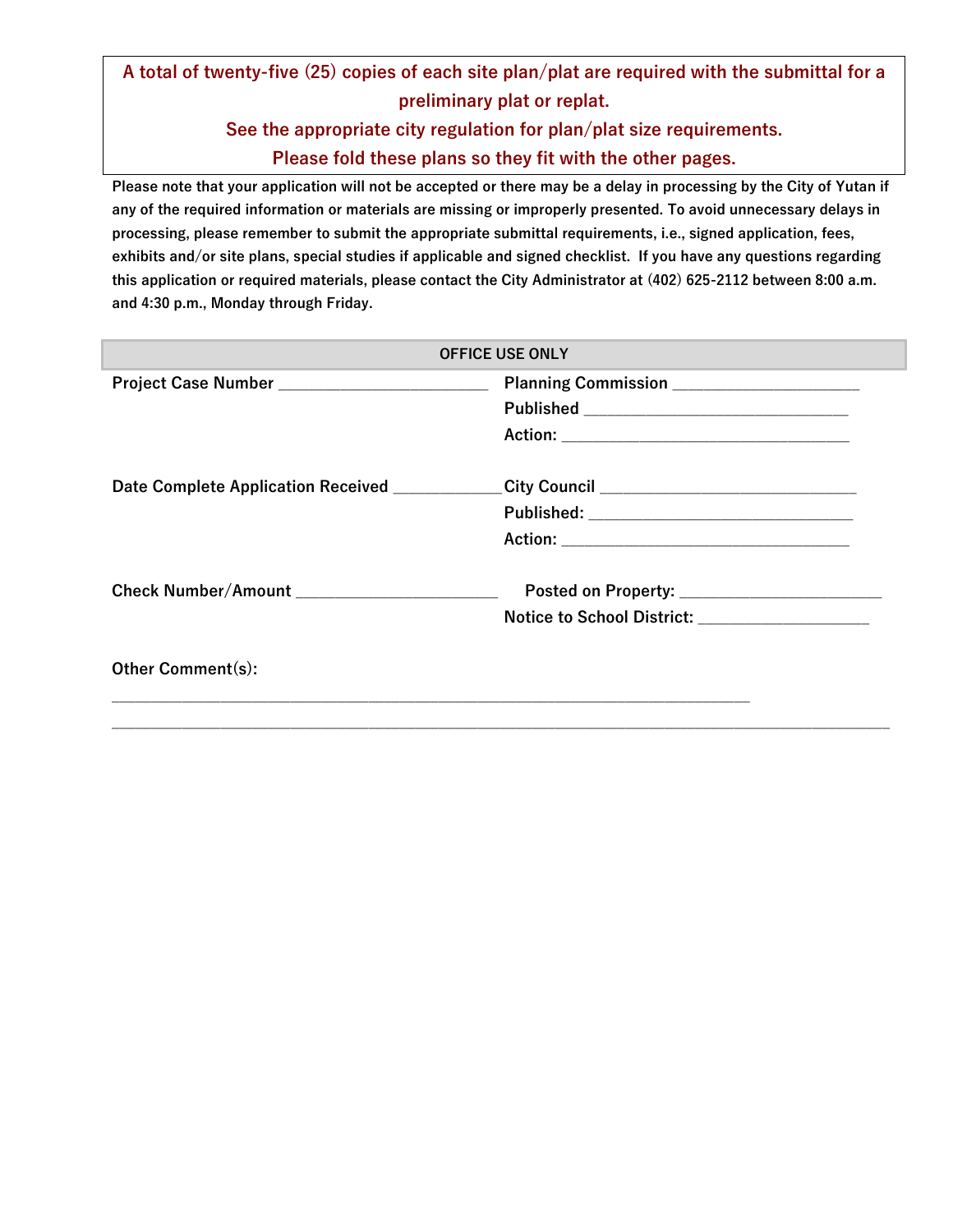**A total of twenty-five (25) copies of each site plan/plat are required with the submittal for a preliminary plat or replat.**

**See the appropriate city regulation for plan/plat size requirements.**

**Please fold these plans so they fit with the other pages.**

**Please note that your application will not be accepted or there may be a delay in processing by the City of Yutan if any of the required information or materials are missing or improperly presented. To avoid unnecessary delays in processing, please remember to submit the appropriate submittal requirements, i.e., signed application, fees, exhibits and/or site plans, special studies if applicable and signed checklist. If you have any questions regarding this application or required materials, please contact the City Administrator at (402) 625-2112 between 8:00 a.m. and 4:30 p.m., Monday through Friday.**

**OFFICE USE ONLY**

**Project Case Number** ________________________

**Planning Commission** ____________________

**Published** ____________________________

**Action:** ________________________________

**Date Complete Application Received** ____________

**City Council** ____________________________

**Published:** ____________________________

**Action:** ________________________________

**Check Number/Amount** ______________________

**Posted on Property:** ______________________

**Notice to School District:** __________________

**Other Comment(s):**

__________________________________________________________________________

__________________________________________________________________________